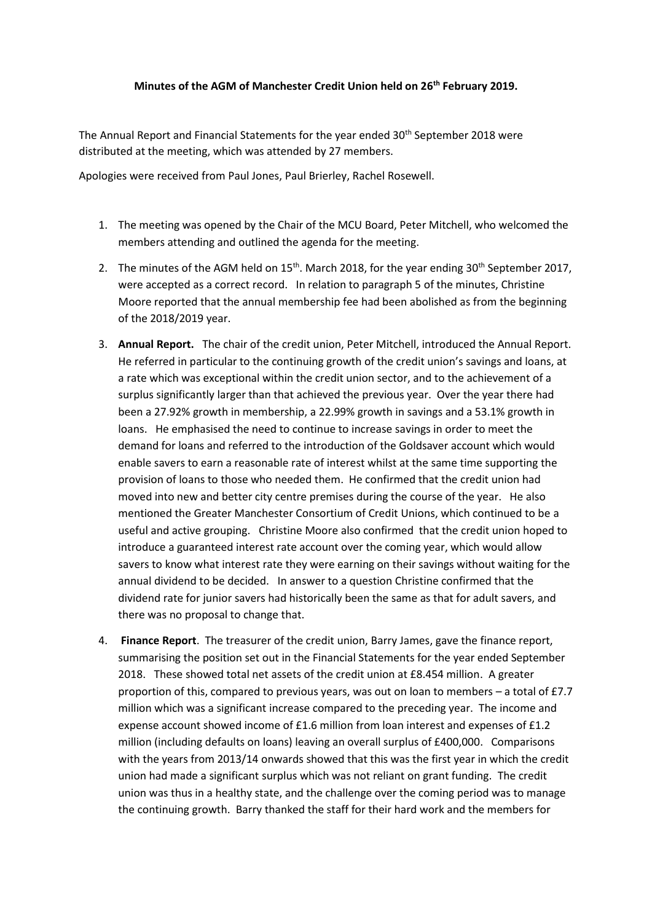**Minutes of the AGM of Manchester Credit Union held on 26th February 2019.**

The Annual Report and Financial Statements for the year ended 30th September 2018 were distributed at the meeting, which was attended by 27 members.

Apologies were received from Paul Jones, Paul Brierley, Rachel Rosewell.

1. The meeting was opened by the Chair of the MCU Board, Peter Mitchell, who welcomed the members attending and outlined the agenda for the meeting.
2. The minutes of the AGM held on 15th. March 2018, for the year ending 30th September 2017, were accepted as a correct record. In relation to paragraph 5 of the minutes, Christine Moore reported that the annual membership fee had been abolished as from the beginning of the 2018/2019 year.
3. **Annual Report.** The chair of the credit union, Peter Mitchell, introduced the Annual Report. He referred in particular to the continuing growth of the credit union's savings and loans, at a rate which was exceptional within the credit union sector, and to the achievement of a surplus significantly larger than that achieved the previous year. Over the year there had been a 27.92% growth in membership, a 22.99% growth in savings and a 53.1% growth in loans. He emphasised the need to continue to increase savings in order to meet the demand for loans and referred to the introduction of the Goldsaver account which would enable savers to earn a reasonable rate of interest whilst at the same time supporting the provision of loans to those who needed them. He confirmed that the credit union had moved into new and better city centre premises during the course of the year. He also mentioned the Greater Manchester Consortium of Credit Unions, which continued to be a useful and active grouping. Christine Moore also confirmed that the credit union hoped to introduce a guaranteed interest rate account over the coming year, which would allow savers to know what interest rate they were earning on their savings without waiting for the annual dividend to be decided. In answer to a question Christine confirmed that the dividend rate for junior savers had historically been the same as that for adult savers, and there was no proposal to change that.
4. **Finance Report**. The treasurer of the credit union, Barry James, gave the finance report, summarising the position set out in the Financial Statements for the year ended September 2018. These showed total net assets of the credit union at £8.454 million. A greater proportion of this, compared to previous years, was out on loan to members – a total of £7.7 million which was a significant increase compared to the preceding year. The income and expense account showed income of £1.6 million from loan interest and expenses of £1.2 million (including defaults on loans) leaving an overall surplus of £400,000. Comparisons with the years from 2013/14 onwards showed that this was the first year in which the credit union had made a significant surplus which was not reliant on grant funding. The credit union was thus in a healthy state, and the challenge over the coming period was to manage the continuing growth. Barry thanked the staff for their hard work and the members for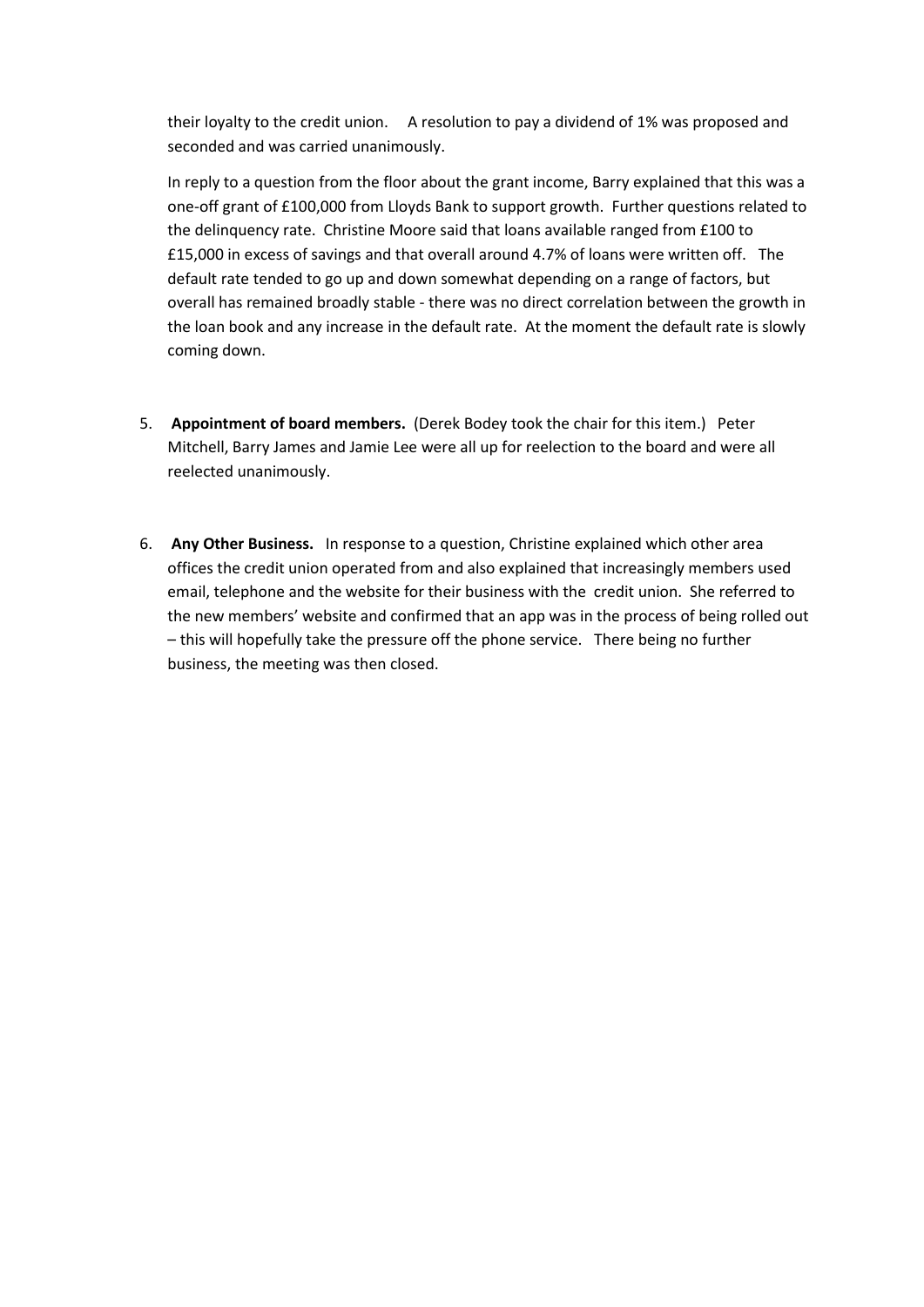their loyalty to the credit union. A resolution to pay a dividend of 1% was proposed and seconded and was carried unanimously.

In reply to a question from the floor about the grant income, Barry explained that this was a one-off grant of £100,000 from Lloyds Bank to support growth. Further questions related to the delinquency rate. Christine Moore said that loans available ranged from £100 to £15,000 in excess of savings and that overall around 4.7% of loans were written off. The default rate tended to go up and down somewhat depending on a range of factors, but overall has remained broadly stable - there was no direct correlation between the growth in the loan book and any increase in the default rate. At the moment the default rate is slowly coming down.

5. **Appointment of board members.** (Derek Bodey took the chair for this item.) Peter Mitchell, Barry James and Jamie Lee were all up for reelection to the board and were all reelected unanimously.

6. **Any Other Business.** In response to a question, Christine explained which other area offices the credit union operated from and also explained that increasingly members used email, telephone and the website for their business with the credit union. She referred to the new members' website and confirmed that an app was in the process of being rolled out – this will hopefully take the pressure off the phone service. There being no further business, the meeting was then closed.